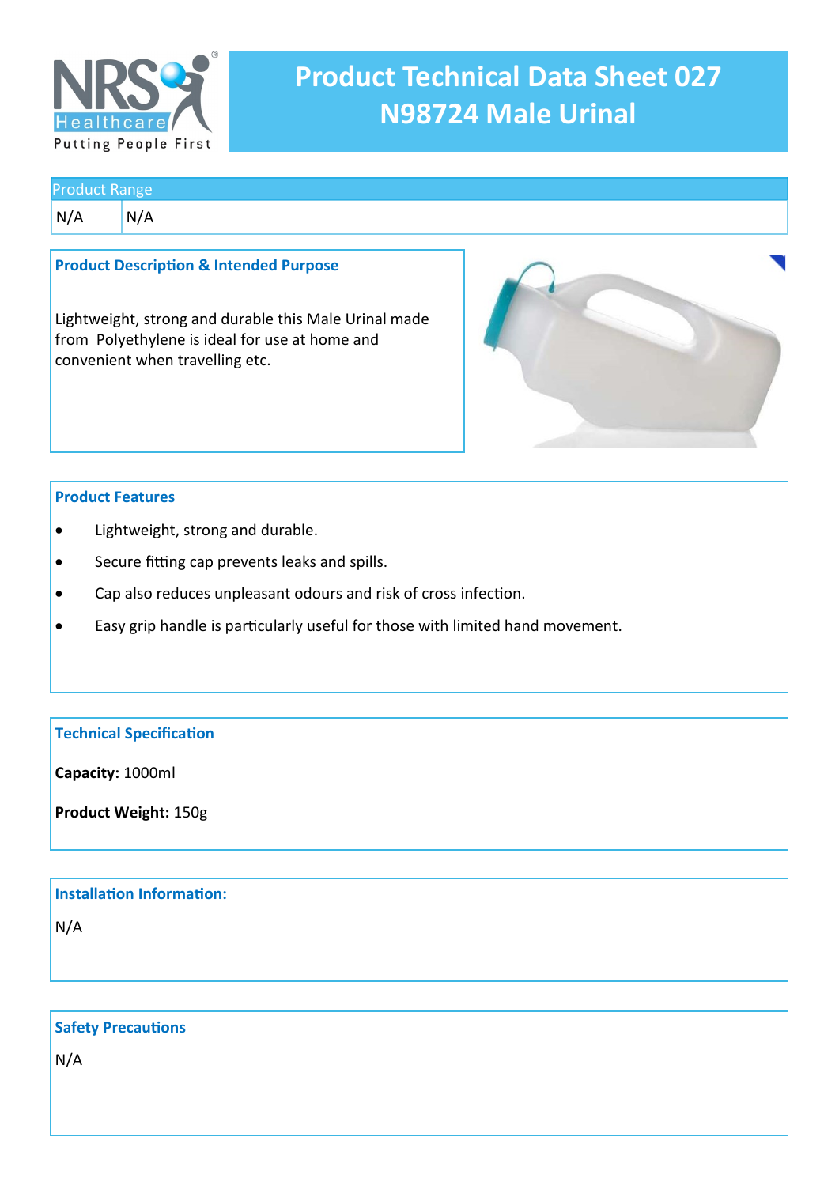NRS Healthcare
Putting People First

# Product Technical Data Sheet 027
# N98724 Male Urinal

| Product Range | |
|---|---|
| N/A | N/A |

## Product Description & Intended Purpose

Lightweight, strong and durable this Male Urinal made from Polyethylene is ideal for use at home and convenient when travelling etc.

## Product Features

- Lightweight, strong and durable.
- Secure fitting cap prevents leaks and spills.
- Cap also reduces unpleasant odours and risk of cross infection.
- Easy grip handle is particularly useful for those with limited hand movement.

## Technical Specification

**Capacity:** 1000ml

**Product Weight:** 150g

## Installation Information:

N/A

## Safety Precautions

N/A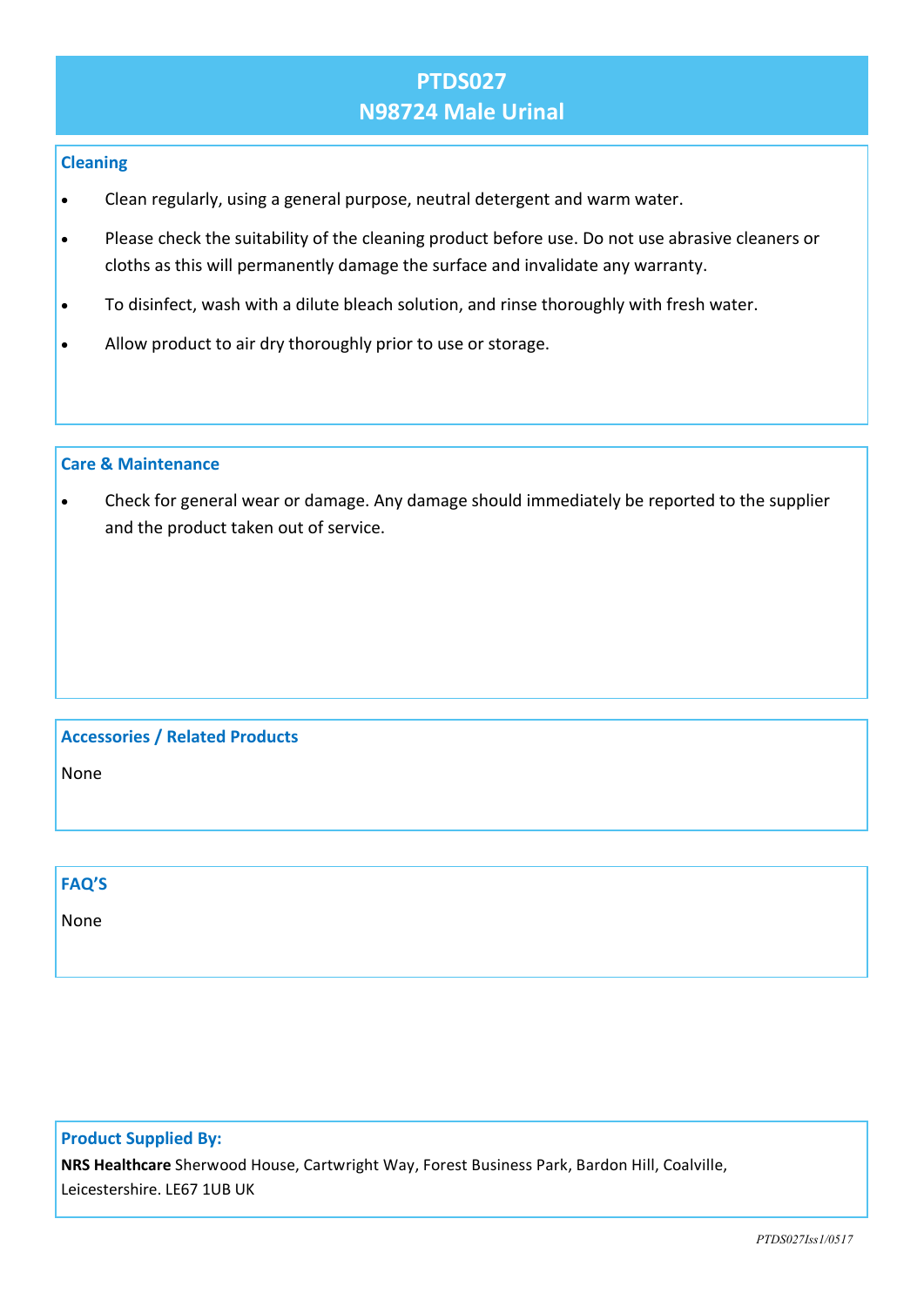# PTDS027
# N98724 Male Urinal

## Cleaning

- Clean regularly, using a general purpose, neutral detergent and warm water.
- Please check the suitability of the cleaning product before use. Do not use abrasive cleaners or cloths as this will permanently damage the surface and invalidate any warranty.
- To disinfect, wash with a dilute bleach solution, and rinse thoroughly with fresh water.
- Allow product to air dry thoroughly prior to use or storage.

## Care & Maintenance

- Check for general wear or damage. Any damage should immediately be reported to the supplier and the product taken out of service.

## Accessories / Related Products

None

## FAQ'S

None

## Product Supplied By:

**NRS Healthcare** Sherwood House, Cartwright Way, Forest Business Park, Bardon Hill, Coalville, Leicestershire. LE67 1UB UK

*PTDS027Iss1/0517*